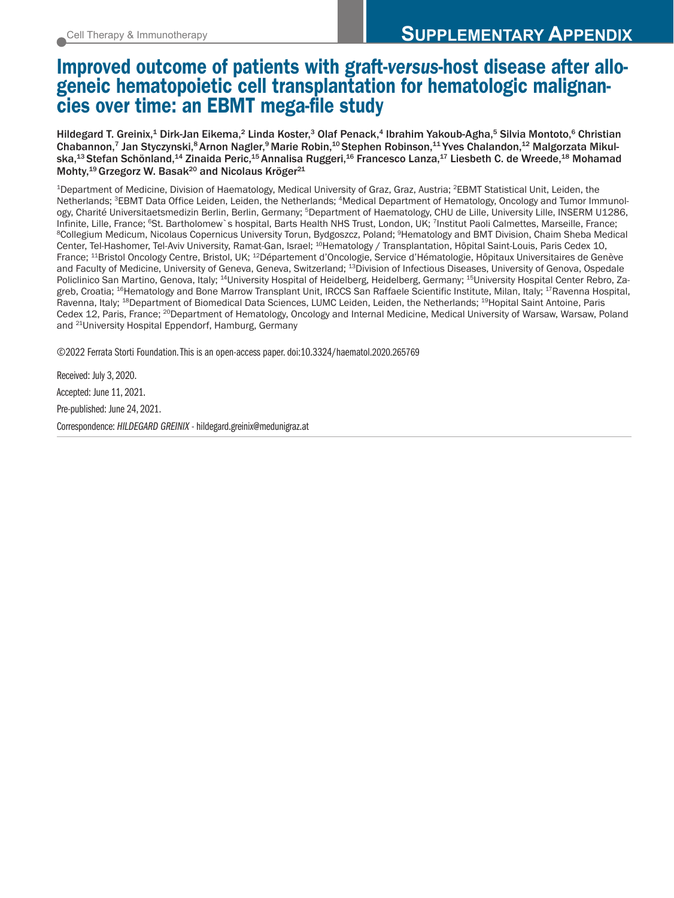Cell Therapy & Immunotherapy

# Supplementary Appendix

# Improved outcome of patients with graft-*versus*-host disease after allogeneic hematopoietic cell transplantation for hematologic malignancies over time: an EBMT mega-file study

Hildegard T. Greinix,[1] Dirk-Jan Eikema,[2] Linda Koster,[3] Olaf Penack,[4] Ibrahim Yakoub-Agha,[5] Silvia Montoto,[6] Christian Chabannon,[7] Jan Styczynski,[8] Arnon Nagler,[9] Marie Robin,[10] Stephen Robinson,[11] Yves Chalandon,[12] Malgorzata Mikulska,[13] Stefan Schönland,[14] Zinaida Peric,[15] Annalisa Ruggeri,[16] Francesco Lanza,[17] Liesbeth C. de Wreede,[18] Mohamad Mohty,[19] Grzegorz W. Basak[20] and Nicolaus Kröger[21]

[1]Department of Medicine, Division of Haematology, Medical University of Graz, Graz, Austria; [2]EBMT Statistical Unit, Leiden, the Netherlands; [3]EBMT Data Office Leiden, Leiden, the Netherlands; [4]Medical Department of Hematology, Oncology and Tumor Immunology, Charité Universitaetsmedizin Berlin, Berlin, Germany; [5]Department of Haematology, CHU de Lille, University Lille, INSERM U1286, Infinite, Lille, France; [6]St. Bartholomew`s hospital, Barts Health NHS Trust, London, UK; [7]Institut Paoli Calmettes, Marseille, France; [8]Collegium Medicum, Nicolaus Copernicus University Torun, Bydgoszcz, Poland; [9]Hematology and BMT Division, Chaim Sheba Medical Center, Tel-Hashomer, Tel-Aviv University, Ramat-Gan, Israel; [10]Hematology / Transplantation, Hôpital Saint-Louis, Paris Cedex 10, France; [11]Bristol Oncology Centre, Bristol, UK; [12]Département d'Oncologie, Service d'Hématologie, Hôpitaux Universitaires de Genève and Faculty of Medicine, University of Geneva, Geneva, Switzerland; [13]Division of Infectious Diseases, University of Genova, Ospedale Policlinico San Martino, Genova, Italy; [14]University Hospital of Heidelberg, Heidelberg, Germany; [15]University Hospital Center Rebro, Zagreb, Croatia; [16]Hematology and Bone Marrow Transplant Unit, IRCCS San Raffaele Scientific Institute, Milan, Italy; [17]Ravenna Hospital, Ravenna, Italy; [18]Department of Biomedical Data Sciences, LUMC Leiden, Leiden, the Netherlands; [19]Hopital Saint Antoine, Paris Cedex 12, Paris, France; [20]Department of Hematology, Oncology and Internal Medicine, Medical University of Warsaw, Warsaw, Poland and [21]University Hospital Eppendorf, Hamburg, Germany

©2022 Ferrata Storti Foundation. This is an open-access paper. doi:10.3324/haematol.2020.265769

Received: July 3, 2020.

Accepted: June 11, 2021.

Pre-published: June 24, 2021.

Correspondence: *HILDEGARD GREINIX* - hildegard.greinix@medunigraz.at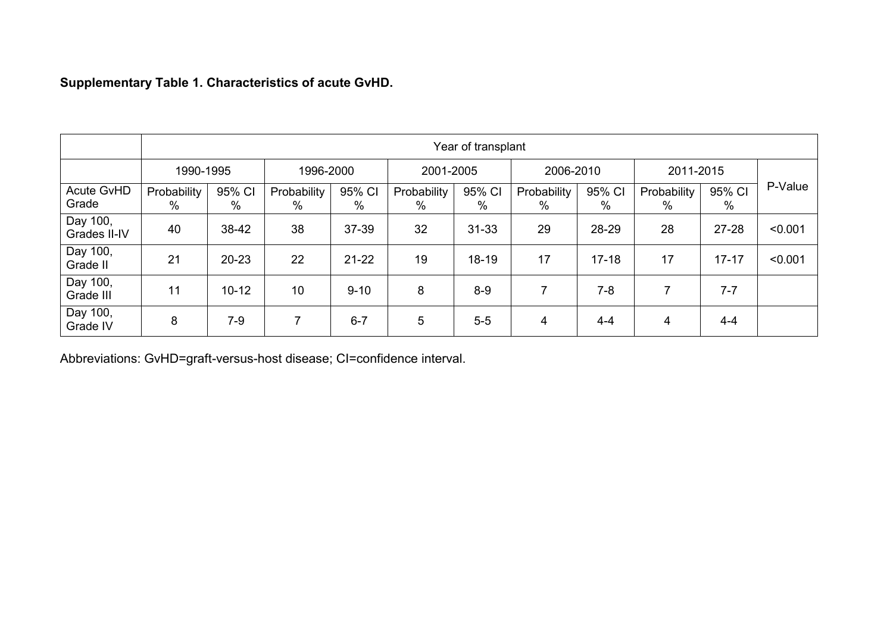**Supplementary Table 1. Characteristics of acute GvHD.**

| | Year of transplant | | | | | | | | | | |
|---|---|---|---|---|---|---|---|---|---|---|---|
| | 1990-1995 | | 1996-2000 | | 2001-2005 | | 2006-2010 | | 2011-2015 | | P-Value |
| Acute GvHD Grade | Probability % | 95% CI % | Probability % | 95% CI % | Probability % | 95% CI % | Probability % | 95% CI % | Probability % | 95% CI % | |
| Day 100, Grades II-IV | 40 | 38-42 | 38 | 37-39 | 32 | 31-33 | 29 | 28-29 | 28 | 27-28 | <0.001 |
| Day 100, Grade II | 21 | 20-23 | 22 | 21-22 | 19 | 18-19 | 17 | 17-18 | 17 | 17-17 | <0.001 |
| Day 100, Grade III | 11 | 10-12 | 10 | 9-10 | 8 | 8-9 | 7 | 7-8 | 7 | 7-7 | |
| Day 100, Grade IV | 8 | 7-9 | 7 | 6-7 | 5 | 5-5 | 4 | 4-4 | 4 | 4-4 | |

Abbreviations: GvHD=graft-versus-host disease; CI=confidence interval.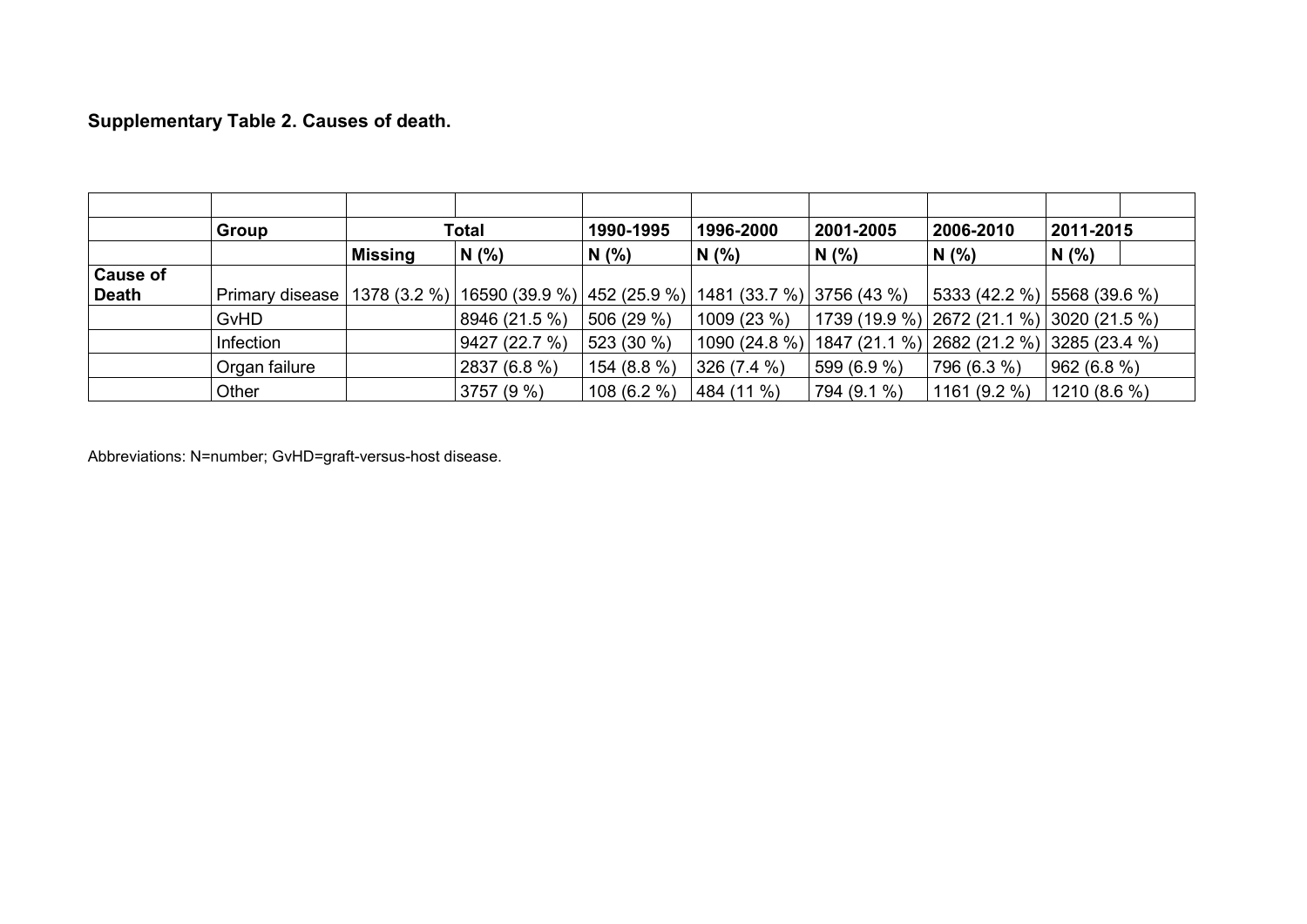**Supplementary Table 2. Causes of death.**

| | Group | Total | | 1990-1995 | 1996-2000 | 2001-2005 | 2006-2010 | 2011-2015 |
|---|---|---|---|---|---|---|---|---|
| | | Missing | N (%) | N (%) | N (%) | N (%) | N (%) | N (%) |
| Cause of Death | Primary disease | 1378 (3.2 %) | 16590 (39.9 %) | 452 (25.9 %) | 1481 (33.7 %) | 3756 (43 %) | 5333 (42.2 %) | 5568 (39.6 %) |
| | GvHD | | 8946 (21.5 %) | 506 (29 %) | 1009 (23 %) | 1739 (19.9 %) | 2672 (21.1 %) | 3020 (21.5 %) |
| | Infection | | 9427 (22.7 %) | 523 (30 %) | 1090 (24.8 %) | 1847 (21.1 %) | 2682 (21.2 %) | 3285 (23.4 %) |
| | Organ failure | | 2837 (6.8 %) | 154 (8.8 %) | 326 (7.4 %) | 599 (6.9 %) | 796 (6.3 %) | 962 (6.8 %) |
| | Other | | 3757 (9 %) | 108 (6.2 %) | 484 (11 %) | 794 (9.1 %) | 1161 (9.2 %) | 1210 (8.6 %) |

Abbreviations: N=number; GvHD=graft-versus-host disease.